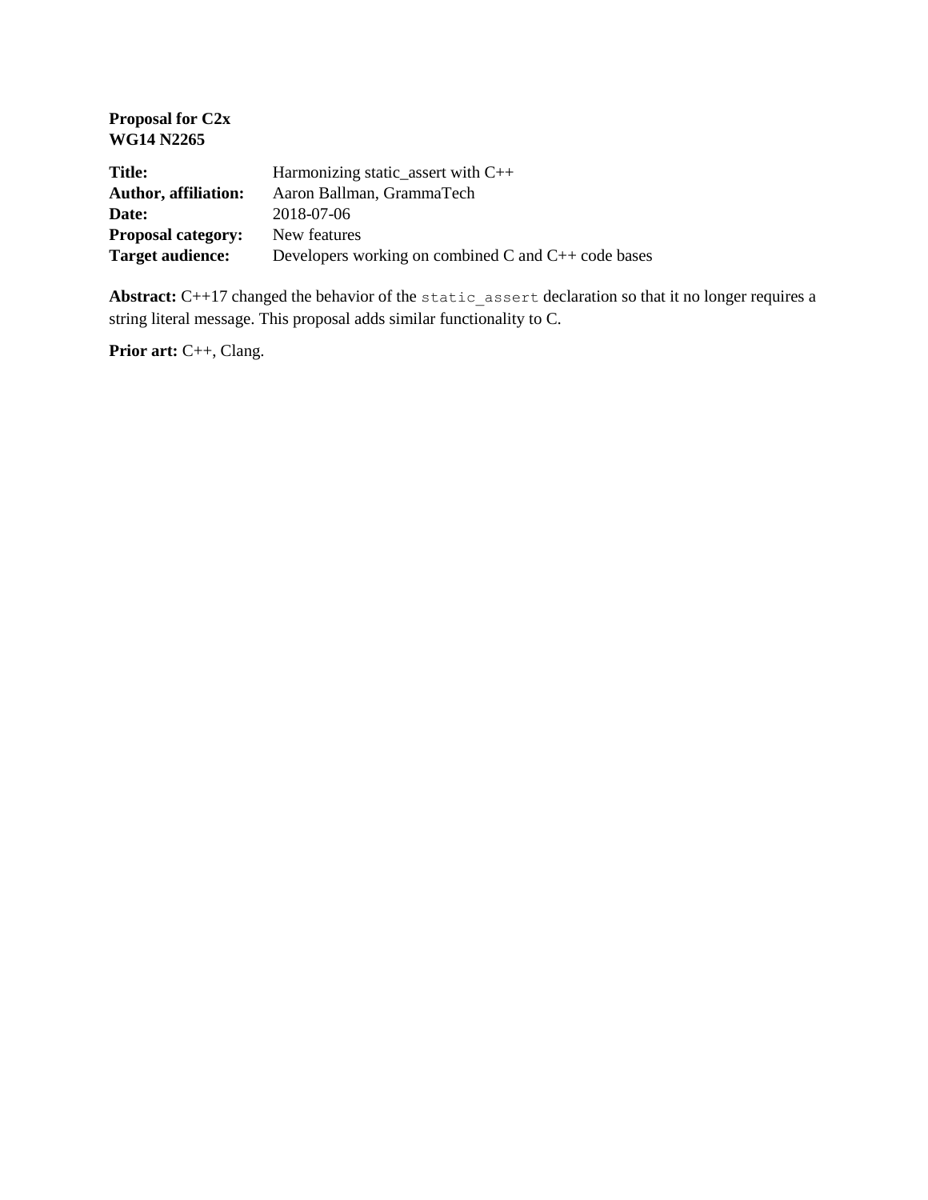**Proposal for C2x**
**WG14 N2265**

| | |
|---|---|
| **Title:** | Harmonizing static_assert with C++ |
| **Author, affiliation:** | Aaron Ballman, GrammaTech |
| **Date:** | 2018-07-06 |
| **Proposal category:** | New features |
| **Target audience:** | Developers working on combined C and C++ code bases |

**Abstract:** C++17 changed the behavior of the `static_assert` declaration so that it no longer requires a string literal message. This proposal adds similar functionality to C.

**Prior art:** C++, Clang.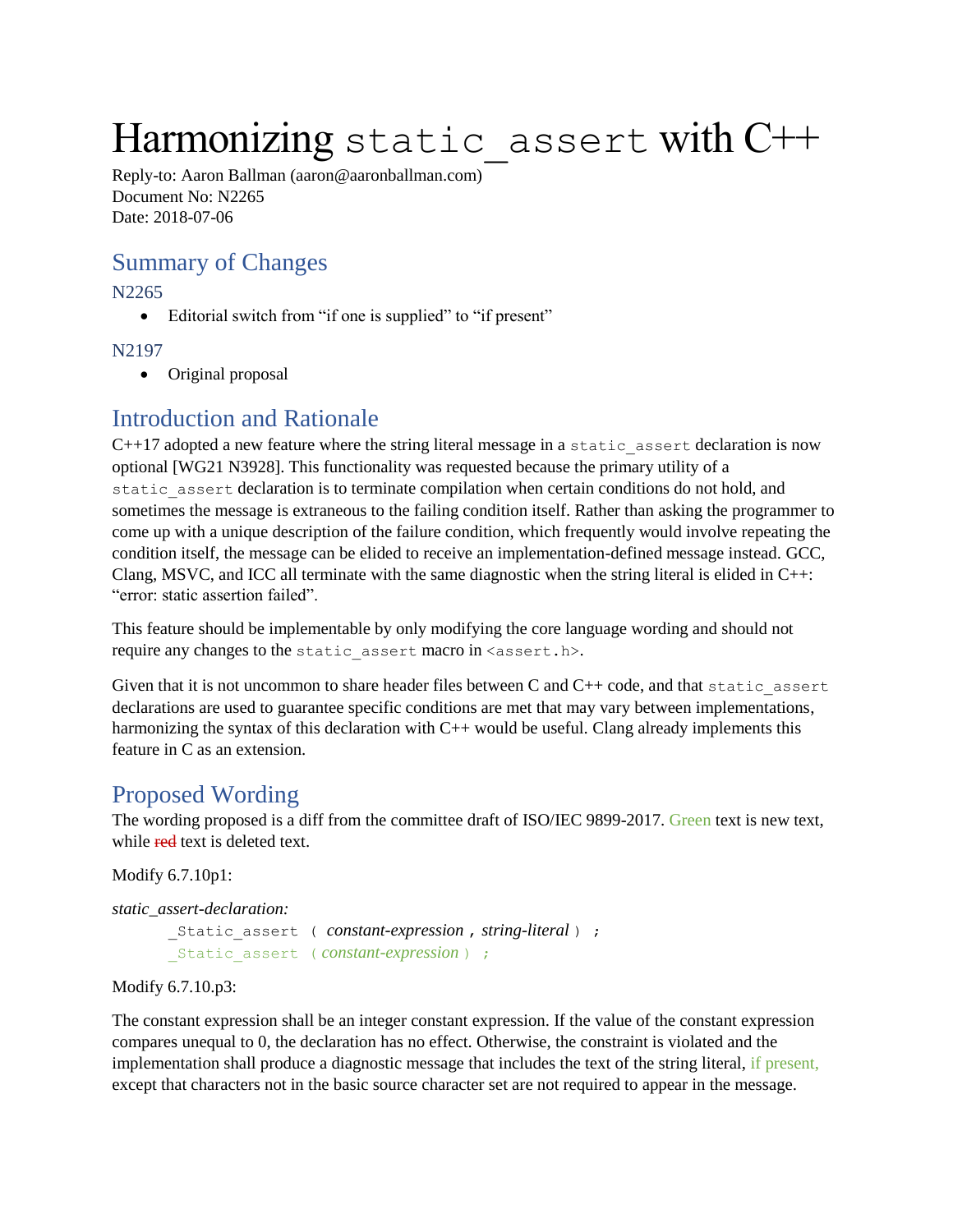# Harmonizing `static_assert` with C++

Reply-to: Aaron Ballman (aaron@aaronballman.com)
Document No: N2265
Date: 2018-07-06

## Summary of Changes

### N2265

- Editorial switch from "if one is supplied" to "if present"

### N2197

- Original proposal

## Introduction and Rationale

C++17 adopted a new feature where the string literal message in a `static_assert` declaration is now optional [WG21 N3928]. This functionality was requested because the primary utility of a `static_assert` declaration is to terminate compilation when certain conditions do not hold, and sometimes the message is extraneous to the failing condition itself. Rather than asking the programmer to come up with a unique description of the failure condition, which frequently would involve repeating the condition itself, the message can be elided to receive an implementation-defined message instead. GCC, Clang, MSVC, and ICC all terminate with the same diagnostic when the string literal is elided in C++: "error: static assertion failed".

This feature should be implementable by only modifying the core language wording and should not require any changes to the `static_assert` macro in `<assert.h>`.

Given that it is not uncommon to share header files between C and C++ code, and that `static_assert` declarations are used to guarantee specific conditions are met that may vary between implementations, harmonizing the syntax of this declaration with C++ would be useful. Clang already implements this feature in C as an extension.

## Proposed Wording

The wording proposed is a diff from the committee draft of ISO/IEC 9899-2017. Green text is new text, while ~~red~~ text is deleted text.

Modify 6.7.10p1:

*static_assert-declaration:*
  `_Static_assert ( ` *constant-expression* `,` *string-literal* ` ) ;`
  `_Static_assert ( ` *constant-expression* ` ) ;`

Modify 6.7.10.p3:

The constant expression shall be an integer constant expression. If the value of the constant expression compares unequal to 0, the declaration has no effect. Otherwise, the constraint is violated and the implementation shall produce a diagnostic message that includes the text of the string literal, if present, except that characters not in the basic source character set are not required to appear in the message.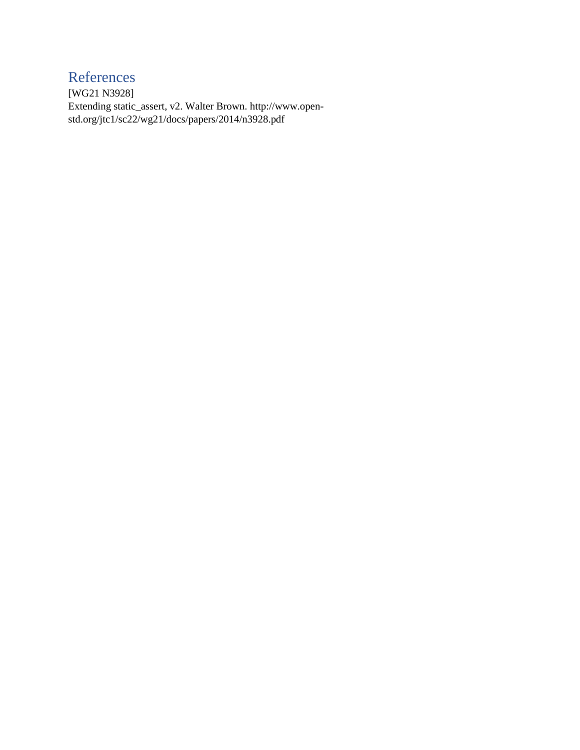## References

[WG21 N3928]
Extending static_assert, v2. Walter Brown. http://www.open-std.org/jtc1/sc22/wg21/docs/papers/2014/n3928.pdf